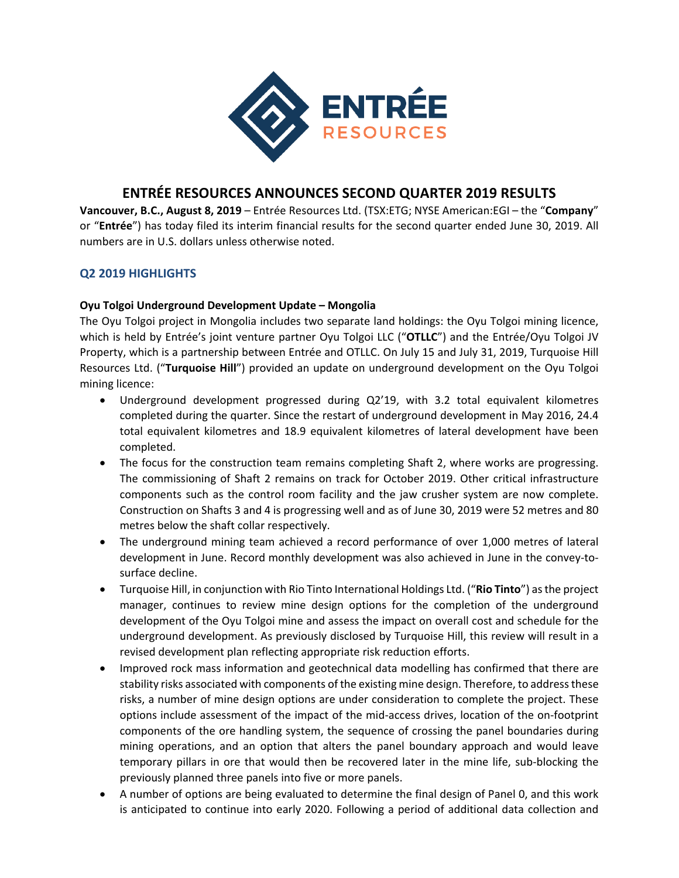# ENTRÉE RESOURCES ANNOUNCES SECOND QUARTER 2019 RESULTS

**Vancouver, B.C., August 8, 2019** – Entrée Resources Ltd. (TSX:ETG; NYSE American:EGI – the "**Company**" or "**Entrée**") has today filed its interim financial results for the second quarter ended June 30, 2019. All numbers are in U.S. dollars unless otherwise noted.

## Q2 2019 HIGHLIGHTS

### Oyu Tolgoi Underground Development Update – Mongolia

The Oyu Tolgoi project in Mongolia includes two separate land holdings: the Oyu Tolgoi mining licence, which is held by Entrée's joint venture partner Oyu Tolgoi LLC ("**OTLLC**") and the Entrée/Oyu Tolgoi JV Property, which is a partnership between Entrée and OTLLC. On July 15 and July 31, 2019, Turquoise Hill Resources Ltd. ("**Turquoise Hill**") provided an update on underground development on the Oyu Tolgoi mining licence:

- Underground development progressed during Q2'19, with 3.2 total equivalent kilometres completed during the quarter. Since the restart of underground development in May 2016, 24.4 total equivalent kilometres and 18.9 equivalent kilometres of lateral development have been completed.
- The focus for the construction team remains completing Shaft 2, where works are progressing. The commissioning of Shaft 2 remains on track for October 2019. Other critical infrastructure components such as the control room facility and the jaw crusher system are now complete. Construction on Shafts 3 and 4 is progressing well and as of June 30, 2019 were 52 metres and 80 metres below the shaft collar respectively.
- The underground mining team achieved a record performance of over 1,000 metres of lateral development in June. Record monthly development was also achieved in June in the convey-to-surface decline.
- Turquoise Hill, in conjunction with Rio Tinto International Holdings Ltd. ("**Rio Tinto**") as the project manager, continues to review mine design options for the completion of the underground development of the Oyu Tolgoi mine and assess the impact on overall cost and schedule for the underground development. As previously disclosed by Turquoise Hill, this review will result in a revised development plan reflecting appropriate risk reduction efforts.
- Improved rock mass information and geotechnical data modelling has confirmed that there are stability risks associated with components of the existing mine design. Therefore, to address these risks, a number of mine design options are under consideration to complete the project. These options include assessment of the impact of the mid-access drives, location of the on-footprint components of the ore handling system, the sequence of crossing the panel boundaries during mining operations, and an option that alters the panel boundary approach and would leave temporary pillars in ore that would then be recovered later in the mine life, sub-blocking the previously planned three panels into five or more panels.
- A number of options are being evaluated to determine the final design of Panel 0, and this work is anticipated to continue into early 2020. Following a period of additional data collection and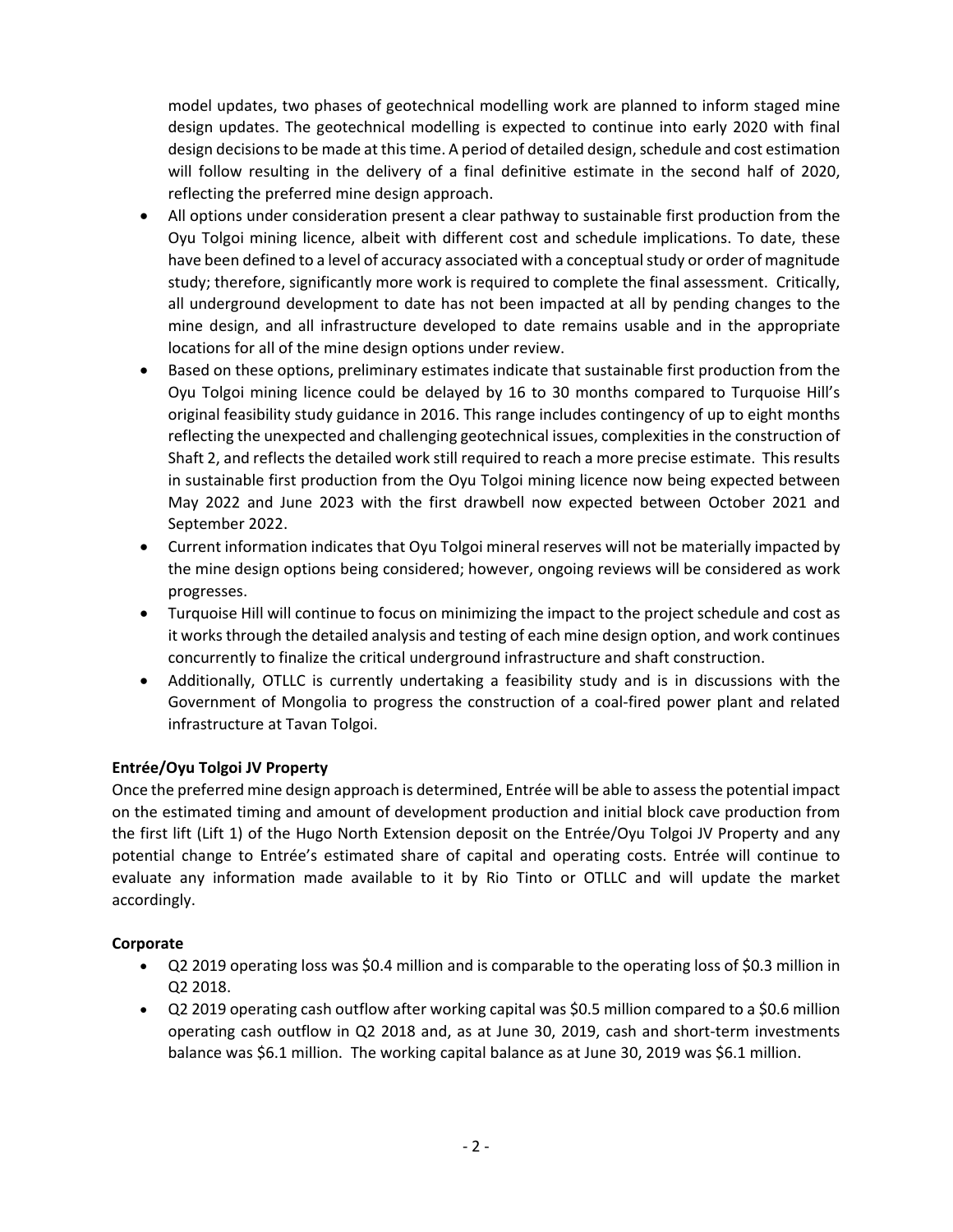model updates, two phases of geotechnical modelling work are planned to inform staged mine design updates. The geotechnical modelling is expected to continue into early 2020 with final design decisions to be made at this time. A period of detailed design, schedule and cost estimation will follow resulting in the delivery of a final definitive estimate in the second half of 2020, reflecting the preferred mine design approach.

- All options under consideration present a clear pathway to sustainable first production from the Oyu Tolgoi mining licence, albeit with different cost and schedule implications. To date, these have been defined to a level of accuracy associated with a conceptual study or order of magnitude study; therefore, significantly more work is required to complete the final assessment. Critically, all underground development to date has not been impacted at all by pending changes to the mine design, and all infrastructure developed to date remains usable and in the appropriate locations for all of the mine design options under review.
- Based on these options, preliminary estimates indicate that sustainable first production from the Oyu Tolgoi mining licence could be delayed by 16 to 30 months compared to Turquoise Hill's original feasibility study guidance in 2016. This range includes contingency of up to eight months reflecting the unexpected and challenging geotechnical issues, complexities in the construction of Shaft 2, and reflects the detailed work still required to reach a more precise estimate. This results in sustainable first production from the Oyu Tolgoi mining licence now being expected between May 2022 and June 2023 with the first drawbell now expected between October 2021 and September 2022.
- Current information indicates that Oyu Tolgoi mineral reserves will not be materially impacted by the mine design options being considered; however, ongoing reviews will be considered as work progresses.
- Turquoise Hill will continue to focus on minimizing the impact to the project schedule and cost as it works through the detailed analysis and testing of each mine design option, and work continues concurrently to finalize the critical underground infrastructure and shaft construction.
- Additionally, OTLLC is currently undertaking a feasibility study and is in discussions with the Government of Mongolia to progress the construction of a coal-fired power plant and related infrastructure at Tavan Tolgoi.

**Entrée/Oyu Tolgoi JV Property**

Once the preferred mine design approach is determined, Entrée will be able to assess the potential impact on the estimated timing and amount of development production and initial block cave production from the first lift (Lift 1) of the Hugo North Extension deposit on the Entrée/Oyu Tolgoi JV Property and any potential change to Entrée's estimated share of capital and operating costs. Entrée will continue to evaluate any information made available to it by Rio Tinto or OTLLC and will update the market accordingly.

**Corporate**

- Q2 2019 operating loss was $0.4 million and is comparable to the operating loss of $0.3 million in Q2 2018.
- Q2 2019 operating cash outflow after working capital was $0.5 million compared to a $0.6 million operating cash outflow in Q2 2018 and, as at June 30, 2019, cash and short-term investments balance was $6.1 million. The working capital balance as at June 30, 2019 was $6.1 million.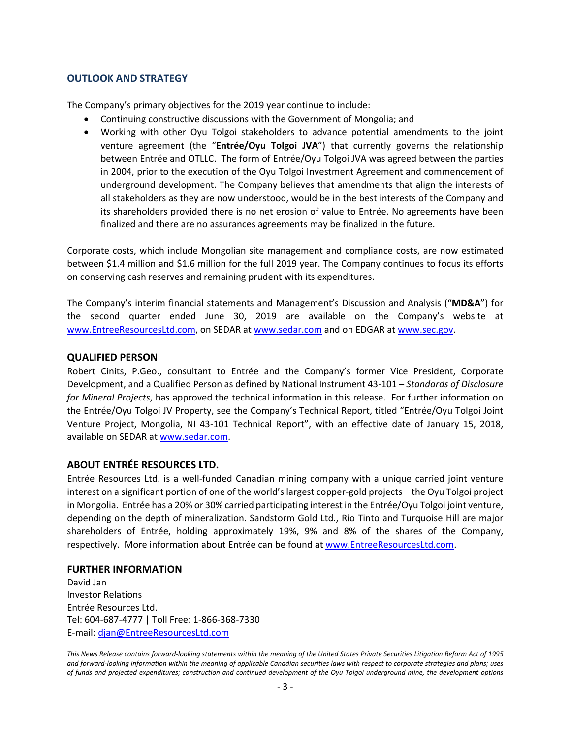## OUTLOOK AND STRATEGY

The Company's primary objectives for the 2019 year continue to include:

- Continuing constructive discussions with the Government of Mongolia; and
- Working with other Oyu Tolgoi stakeholders to advance potential amendments to the joint venture agreement (the "**Entrée/Oyu Tolgoi JVA**") that currently governs the relationship between Entrée and OTLLC. The form of Entrée/Oyu Tolgoi JVA was agreed between the parties in 2004, prior to the execution of the Oyu Tolgoi Investment Agreement and commencement of underground development. The Company believes that amendments that align the interests of all stakeholders as they are now understood, would be in the best interests of the Company and its shareholders provided there is no net erosion of value to Entrée. No agreements have been finalized and there are no assurances agreements may be finalized in the future.

Corporate costs, which include Mongolian site management and compliance costs, are now estimated between $1.4 million and $1.6 million for the full 2019 year. The Company continues to focus its efforts on conserving cash reserves and remaining prudent with its expenditures.

The Company's interim financial statements and Management's Discussion and Analysis ("**MD&A**") for the second quarter ended June 30, 2019 are available on the Company's website at www.EntreeResourcesLtd.com, on SEDAR at www.sedar.com and on EDGAR at www.sec.gov.

## QUALIFIED PERSON

Robert Cinits, P.Geo., consultant to Entrée and the Company's former Vice President, Corporate Development, and a Qualified Person as defined by National Instrument 43-101 – *Standards of Disclosure for Mineral Projects*, has approved the technical information in this release. For further information on the Entrée/Oyu Tolgoi JV Property, see the Company's Technical Report, titled "Entrée/Oyu Tolgoi Joint Venture Project, Mongolia, NI 43-101 Technical Report", with an effective date of January 15, 2018, available on SEDAR at www.sedar.com.

## ABOUT ENTRÉE RESOURCES LTD.

Entrée Resources Ltd. is a well-funded Canadian mining company with a unique carried joint venture interest on a significant portion of one of the world's largest copper-gold projects – the Oyu Tolgoi project in Mongolia. Entrée has a 20% or 30% carried participating interest in the Entrée/Oyu Tolgoi joint venture, depending on the depth of mineralization. Sandstorm Gold Ltd., Rio Tinto and Turquoise Hill are major shareholders of Entrée, holding approximately 19%, 9% and 8% of the shares of the Company, respectively. More information about Entrée can be found at www.EntreeResourcesLtd.com.

## FURTHER INFORMATION

David Jan
Investor Relations
Entrée Resources Ltd.
Tel: 604-687-4777 | Toll Free: 1-866-368-7330
E-mail: djan@EntreeResourcesLtd.com

*This News Release contains forward-looking statements within the meaning of the United States Private Securities Litigation Reform Act of 1995 and forward-looking information within the meaning of applicable Canadian securities laws with respect to corporate strategies and plans; uses of funds and projected expenditures; construction and continued development of the Oyu Tolgoi underground mine, the development options*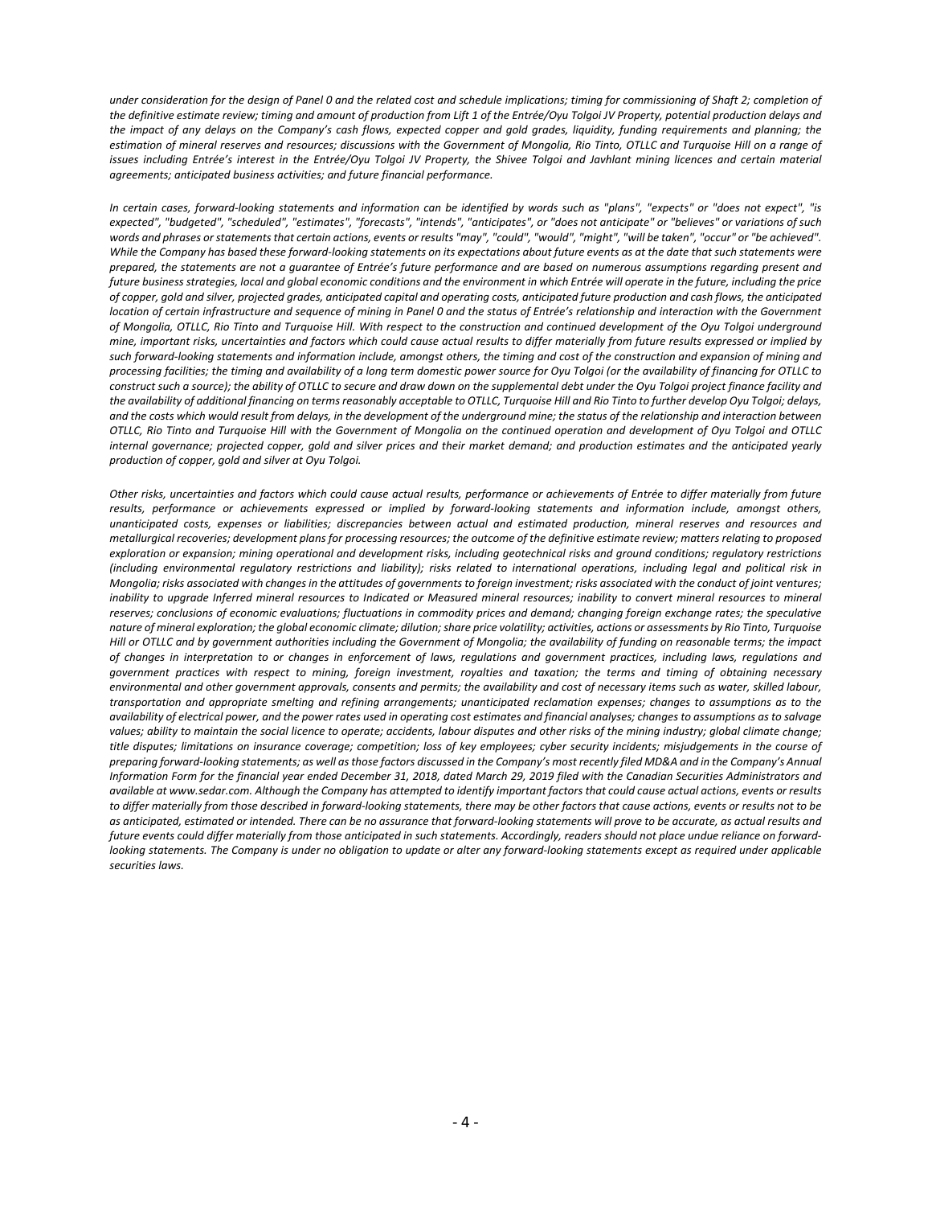*under consideration for the design of Panel 0 and the related cost and schedule implications; timing for commissioning of Shaft 2; completion of the definitive estimate review; timing and amount of production from Lift 1 of the Entrée/Oyu Tolgoi JV Property, potential production delays and the impact of any delays on the Company's cash flows, expected copper and gold grades, liquidity, funding requirements and planning; the estimation of mineral reserves and resources; discussions with the Government of Mongolia, Rio Tinto, OTLLC and Turquoise Hill on a range of issues including Entrée's interest in the Entrée/Oyu Tolgoi JV Property, the Shivee Tolgoi and Javhlant mining licences and certain material agreements; anticipated business activities; and future financial performance.*

*In certain cases, forward-looking statements and information can be identified by words such as "plans", "expects" or "does not expect", "is expected", "budgeted", "scheduled", "estimates", "forecasts", "intends", "anticipates", or "does not anticipate" or "believes" or variations of such words and phrases or statements that certain actions, events or results "may", "could", "would", "might", "will be taken", "occur" or "be achieved". While the Company has based these forward-looking statements on its expectations about future events as at the date that such statements were prepared, the statements are not a guarantee of Entrée's future performance and are based on numerous assumptions regarding present and future business strategies, local and global economic conditions and the environment in which Entrée will operate in the future, including the price of copper, gold and silver, projected grades, anticipated capital and operating costs, anticipated future production and cash flows, the anticipated location of certain infrastructure and sequence of mining in Panel 0 and the status of Entrée's relationship and interaction with the Government of Mongolia, OTLLC, Rio Tinto and Turquoise Hill. With respect to the construction and continued development of the Oyu Tolgoi underground mine, important risks, uncertainties and factors which could cause actual results to differ materially from future results expressed or implied by such forward-looking statements and information include, amongst others, the timing and cost of the construction and expansion of mining and processing facilities; the timing and availability of a long term domestic power source for Oyu Tolgoi (or the availability of financing for OTLLC to construct such a source); the ability of OTLLC to secure and draw down on the supplemental debt under the Oyu Tolgoi project finance facility and the availability of additional financing on terms reasonably acceptable to OTLLC, Turquoise Hill and Rio Tinto to further develop Oyu Tolgoi; delays, and the costs which would result from delays, in the development of the underground mine; the status of the relationship and interaction between OTLLC, Rio Tinto and Turquoise Hill with the Government of Mongolia on the continued operation and development of Oyu Tolgoi and OTLLC internal governance; projected copper, gold and silver prices and their market demand; and production estimates and the anticipated yearly production of copper, gold and silver at Oyu Tolgoi.*

*Other risks, uncertainties and factors which could cause actual results, performance or achievements of Entrée to differ materially from future results, performance or achievements expressed or implied by forward-looking statements and information include, amongst others, unanticipated costs, expenses or liabilities; discrepancies between actual and estimated production, mineral reserves and resources and metallurgical recoveries; development plans for processing resources; the outcome of the definitive estimate review; matters relating to proposed exploration or expansion; mining operational and development risks, including geotechnical risks and ground conditions; regulatory restrictions (including environmental regulatory restrictions and liability); risks related to international operations, including legal and political risk in Mongolia; risks associated with changes in the attitudes of governments to foreign investment; risks associated with the conduct of joint ventures; inability to upgrade Inferred mineral resources to Indicated or Measured mineral resources; inability to convert mineral resources to mineral reserves; conclusions of economic evaluations; fluctuations in commodity prices and demand; changing foreign exchange rates; the speculative nature of mineral exploration; the global economic climate; dilution; share price volatility; activities, actions or assessments by Rio Tinto, Turquoise Hill or OTLLC and by government authorities including the Government of Mongolia; the availability of funding on reasonable terms; the impact of changes in interpretation to or changes in enforcement of laws, regulations and government practices, including laws, regulations and government practices with respect to mining, foreign investment, royalties and taxation; the terms and timing of obtaining necessary environmental and other government approvals, consents and permits; the availability and cost of necessary items such as water, skilled labour, transportation and appropriate smelting and refining arrangements; unanticipated reclamation expenses; changes to assumptions as to the availability of electrical power, and the power rates used in operating cost estimates and financial analyses; changes to assumptions as to salvage values; ability to maintain the social licence to operate; accidents, labour disputes and other risks of the mining industry; global climate change; title disputes; limitations on insurance coverage; competition; loss of key employees; cyber security incidents; misjudgements in the course of preparing forward-looking statements; as well as those factors discussed in the Company's most recently filed MD&A and in the Company's Annual Information Form for the financial year ended December 31, 2018, dated March 29, 2019 filed with the Canadian Securities Administrators and available at www.sedar.com. Although the Company has attempted to identify important factors that could cause actual actions, events or results to differ materially from those described in forward-looking statements, there may be other factors that cause actions, events or results not to be as anticipated, estimated or intended. There can be no assurance that forward-looking statements will prove to be accurate, as actual results and future events could differ materially from those anticipated in such statements. Accordingly, readers should not place undue reliance on forward-looking statements. The Company is under no obligation to update or alter any forward-looking statements except as required under applicable securities laws.*